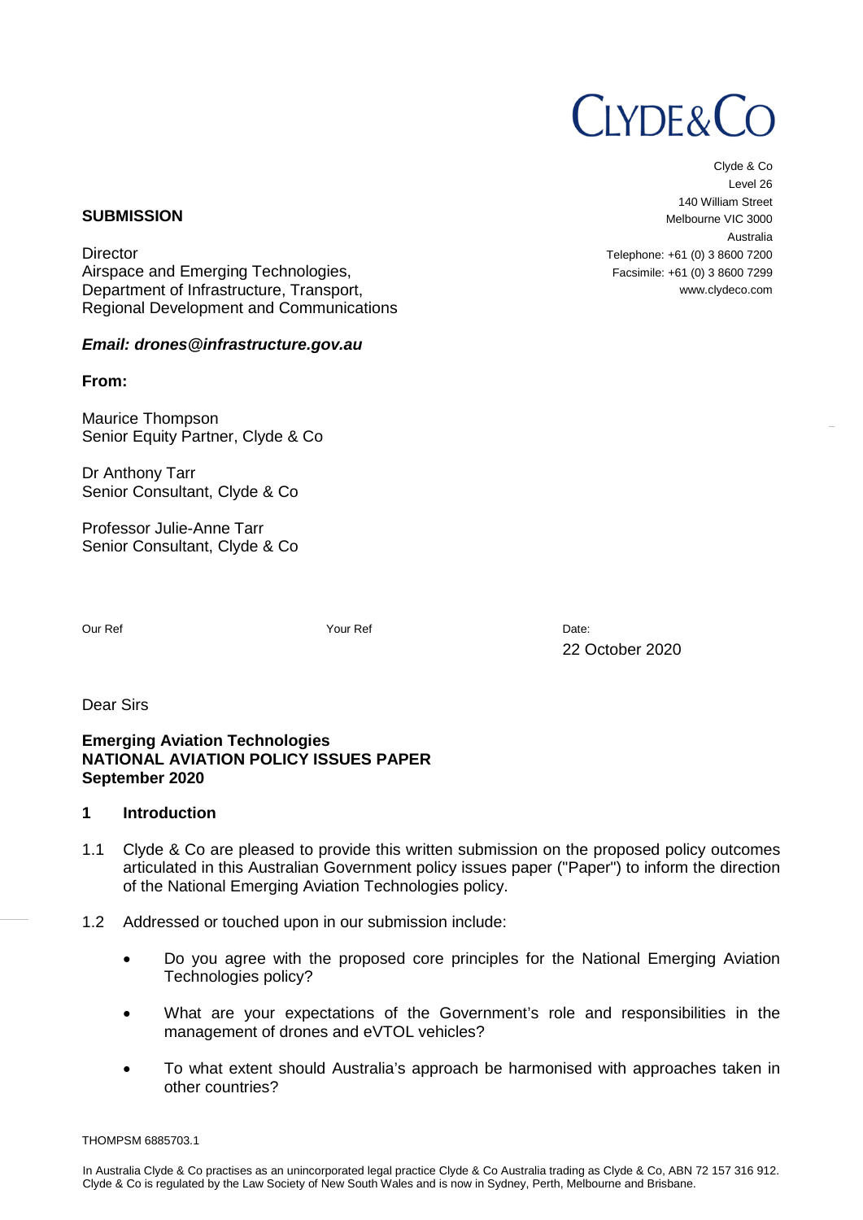CLYDE&CO

Clyde & Co
Level 26
140 William Street
Melbourne VIC 3000
Australia
Telephone: +61 (0) 3 8600 7200
Facsimile: +61 (0) 3 8600 7299
www.clydeco.com

**SUBMISSION**

Director
Airspace and Emerging Technologies,
Department of Infrastructure, Transport,
Regional Development and Communications

***Email: drones@infrastructure.gov.au***

**From:**

Maurice Thompson
Senior Equity Partner, Clyde & Co

Dr Anthony Tarr
Senior Consultant, Clyde & Co

Professor Julie-Anne Tarr
Senior Consultant, Clyde & Co

Our Ref

Your Ref

Date:
22 October 2020

Dear Sirs

**Emerging Aviation Technologies**
**NATIONAL AVIATION POLICY ISSUES PAPER**
**September 2020**

## 1 Introduction

1.1 Clyde & Co are pleased to provide this written submission on the proposed policy outcomes articulated in this Australian Government policy issues paper ("Paper") to inform the direction of the National Emerging Aviation Technologies policy.

1.2 Addressed or touched upon in our submission include:

- Do you agree with the proposed core principles for the National Emerging Aviation Technologies policy?
- What are your expectations of the Government's role and responsibilities in the management of drones and eVTOL vehicles?
- To what extent should Australia's approach be harmonised with approaches taken in other countries?

THOMPSM 6885703.1

In Australia Clyde & Co practises as an unincorporated legal practice Clyde & Co Australia trading as Clyde & Co, ABN 72 157 316 912. Clyde & Co is regulated by the Law Society of New South Wales and is now in Sydney, Perth, Melbourne and Brisbane.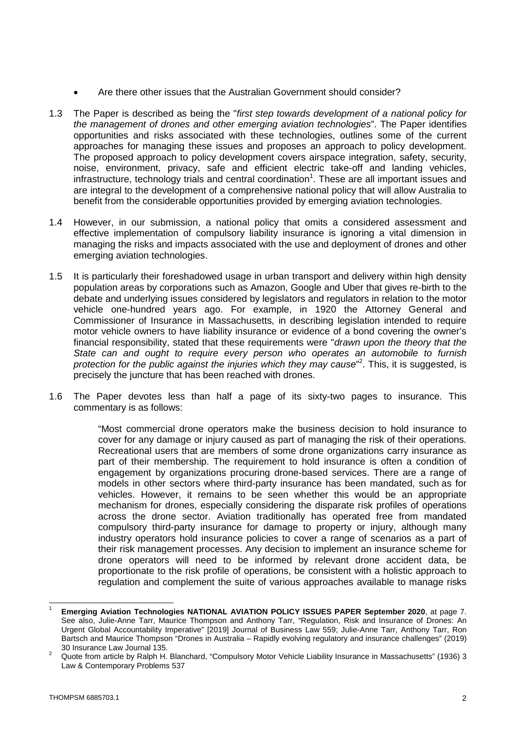- Are there other issues that the Australian Government should consider?

1.3 The Paper is described as being the "*first step towards development of a national policy for the management of drones and other emerging aviation technologies*". The Paper identifies opportunities and risks associated with these technologies, outlines some of the current approaches for managing these issues and proposes an approach to policy development. The proposed approach to policy development covers airspace integration, safety, security, noise, environment, privacy, safe and efficient electric take-off and landing vehicles, infrastructure, technology trials and central coordination[1]. These are all important issues and are integral to the development of a comprehensive national policy that will allow Australia to benefit from the considerable opportunities provided by emerging aviation technologies.

1.4 However, in our submission, a national policy that omits a considered assessment and effective implementation of compulsory liability insurance is ignoring a vital dimension in managing the risks and impacts associated with the use and deployment of drones and other emerging aviation technologies.

1.5 It is particularly their foreshadowed usage in urban transport and delivery within high density population areas by corporations such as Amazon, Google and Uber that gives re-birth to the debate and underlying issues considered by legislators and regulators in relation to the motor vehicle one-hundred years ago. For example, in 1920 the Attorney General and Commissioner of Insurance in Massachusetts, in describing legislation intended to require motor vehicle owners to have liability insurance or evidence of a bond covering the owner's financial responsibility, stated that these requirements were "*drawn upon the theory that the State can and ought to require every person who operates an automobile to furnish protection for the public against the injuries which they may cause*"[2]. This, it is suggested, is precisely the juncture that has been reached with drones.

1.6 The Paper devotes less than half a page of its sixty-two pages to insurance. This commentary is as follows:

> "Most commercial drone operators make the business decision to hold insurance to cover for any damage or injury caused as part of managing the risk of their operations. Recreational users that are members of some drone organizations carry insurance as part of their membership. The requirement to hold insurance is often a condition of engagement by organizations procuring drone-based services. There are a range of models in other sectors where third-party insurance has been mandated, such as for vehicles. However, it remains to be seen whether this would be an appropriate mechanism for drones, especially considering the disparate risk profiles of operations across the drone sector. Aviation traditionally has operated free from mandated compulsory third-party insurance for damage to property or injury, although many industry operators hold insurance policies to cover a range of scenarios as a part of their risk management processes. Any decision to implement an insurance scheme for drone operators will need to be informed by relevant drone accident data, be proportionate to the risk profile of operations, be consistent with a holistic approach to regulation and complement the suite of various approaches available to manage risks

---

[1] **Emerging Aviation Technologies NATIONAL AVIATION POLICY ISSUES PAPER September 2020**, at page 7. See also, Julie-Anne Tarr, Maurice Thompson and Anthony Tarr, "Regulation, Risk and Insurance of Drones: An Urgent Global Accountability Imperative" [2019] Journal of Business Law 559; Julie-Anne Tarr, Anthony Tarr, Ron Bartsch and Maurice Thompson "Drones in Australia – Rapidly evolving regulatory and insurance challenges" (2019) 30 Insurance Law Journal 135.

[2] Quote from article by Ralph H. Blanchard, "Compulsory Motor Vehicle Liability Insurance in Massachusetts" (1936) 3 Law & Contemporary Problems 537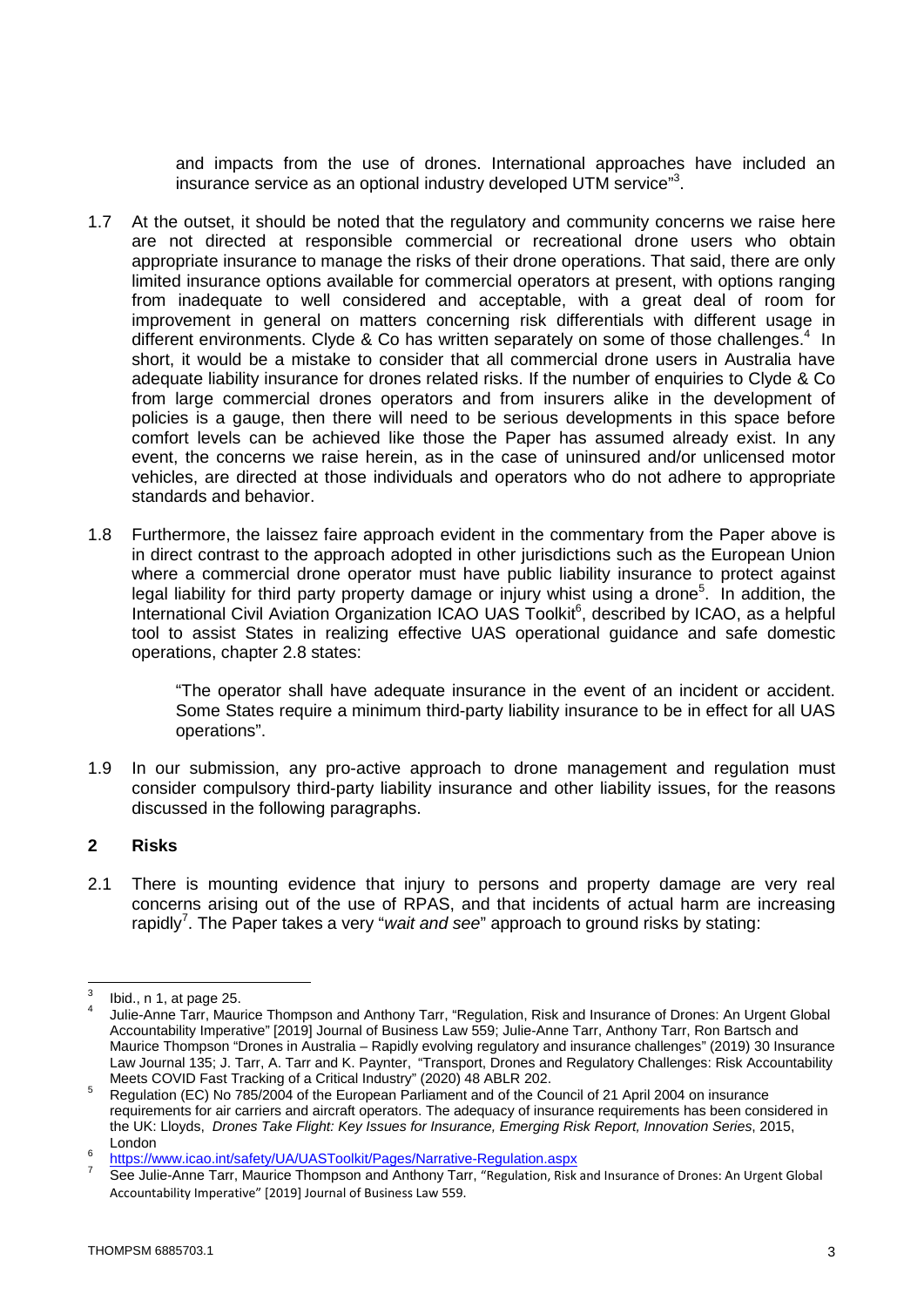and impacts from the use of drones. International approaches have included an insurance service as an optional industry developed UTM service"[3].

1.7 At the outset, it should be noted that the regulatory and community concerns we raise here are not directed at responsible commercial or recreational drone users who obtain appropriate insurance to manage the risks of their drone operations. That said, there are only limited insurance options available for commercial operators at present, with options ranging from inadequate to well considered and acceptable, with a great deal of room for improvement in general on matters concerning risk differentials with different usage in different environments. Clyde & Co has written separately on some of those challenges.[4] In short, it would be a mistake to consider that all commercial drone users in Australia have adequate liability insurance for drones related risks. If the number of enquiries to Clyde & Co from large commercial drones operators and from insurers alike in the development of policies is a gauge, then there will need to be serious developments in this space before comfort levels can be achieved like those the Paper has assumed already exist. In any event, the concerns we raise herein, as in the case of uninsured and/or unlicensed motor vehicles, are directed at those individuals and operators who do not adhere to appropriate standards and behavior.

1.8 Furthermore, the laissez faire approach evident in the commentary from the Paper above is in direct contrast to the approach adopted in other jurisdictions such as the European Union where a commercial drone operator must have public liability insurance to protect against legal liability for third party property damage or injury whist using a drone[5]. In addition, the International Civil Aviation Organization ICAO UAS Toolkit[6], described by ICAO, as a helpful tool to assist States in realizing effective UAS operational guidance and safe domestic operations, chapter 2.8 states:

> "The operator shall have adequate insurance in the event of an incident or accident. Some States require a minimum third-party liability insurance to be in effect for all UAS operations".

1.9 In our submission, any pro-active approach to drone management and regulation must consider compulsory third-party liability insurance and other liability issues, for the reasons discussed in the following paragraphs.

## 2 Risks

2.1 There is mounting evidence that injury to persons and property damage are very real concerns arising out of the use of RPAS, and that incidents of actual harm are increasing rapidly[7]. The Paper takes a very "*wait and see*" approach to ground risks by stating:

---

[3] Ibid., n 1, at page 25.

[4] Julie-Anne Tarr, Maurice Thompson and Anthony Tarr, "Regulation, Risk and Insurance of Drones: An Urgent Global Accountability Imperative" [2019] Journal of Business Law 559; Julie-Anne Tarr, Anthony Tarr, Ron Bartsch and Maurice Thompson "Drones in Australia – Rapidly evolving regulatory and insurance challenges" (2019) 30 Insurance Law Journal 135; J. Tarr, A. Tarr and K. Paynter, "Transport, Drones and Regulatory Challenges: Risk Accountability Meets COVID Fast Tracking of a Critical Industry" (2020) 48 ABLR 202.

[5] Regulation (EC) No 785/2004 of the European Parliament and of the Council of 21 April 2004 on insurance requirements for air carriers and aircraft operators. The adequacy of insurance requirements has been considered in the UK: Lloyds, *Drones Take Flight: Key Issues for Insurance, Emerging Risk Report, Innovation Series*, 2015, London

[6] https://www.icao.int/safety/UA/UASToolkit/Pages/Narrative-Regulation.aspx

[7] See Julie-Anne Tarr, Maurice Thompson and Anthony Tarr, "Regulation, Risk and Insurance of Drones: An Urgent Global Accountability Imperative" [2019] Journal of Business Law 559.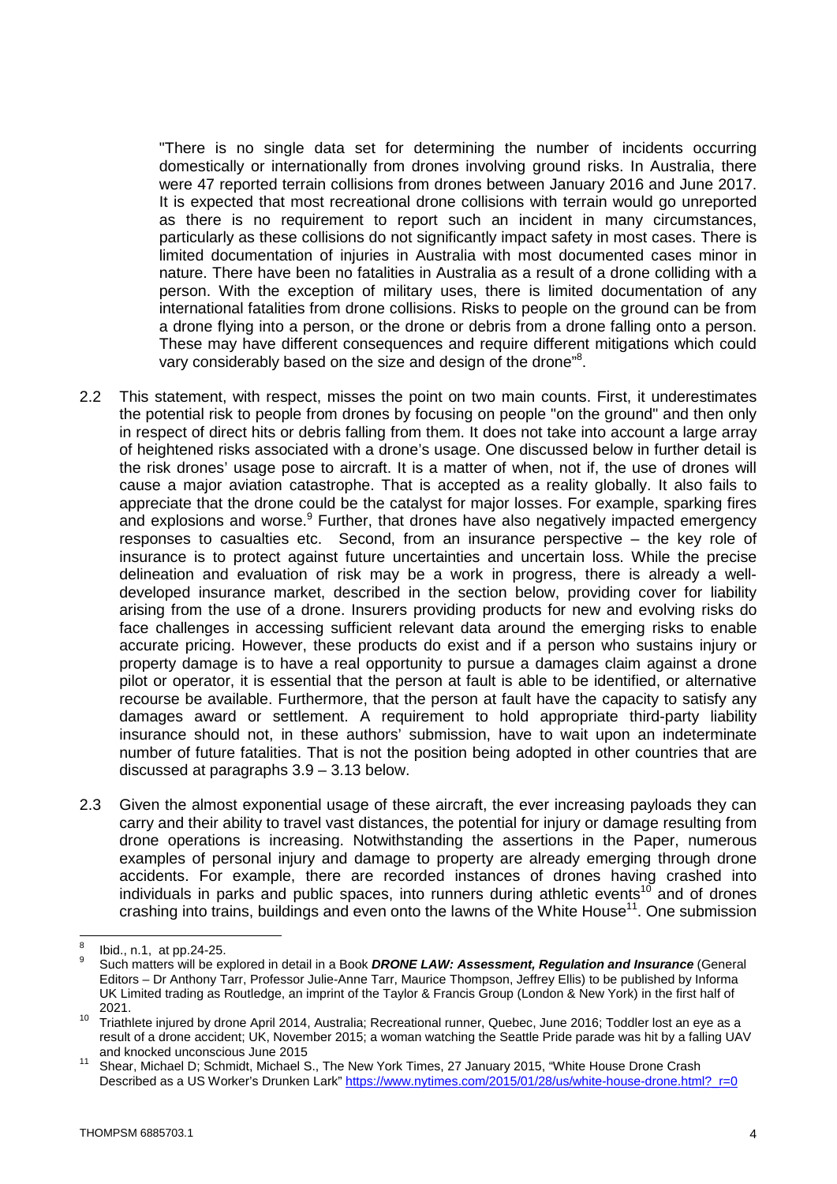"There is no single data set for determining the number of incidents occurring domestically or internationally from drones involving ground risks. In Australia, there were 47 reported terrain collisions from drones between January 2016 and June 2017. It is expected that most recreational drone collisions with terrain would go unreported as there is no requirement to report such an incident in many circumstances, particularly as these collisions do not significantly impact safety in most cases. There is limited documentation of injuries in Australia with most documented cases minor in nature. There have been no fatalities in Australia as a result of a drone colliding with a person. With the exception of military uses, there is limited documentation of any international fatalities from drone collisions. Risks to people on the ground can be from a drone flying into a person, or the drone or debris from a drone falling onto a person. These may have different consequences and require different mitigations which could vary considerably based on the size and design of the drone"[8].

2.2 This statement, with respect, misses the point on two main counts. First, it underestimates the potential risk to people from drones by focusing on people "on the ground" and then only in respect of direct hits or debris falling from them. It does not take into account a large array of heightened risks associated with a drone's usage. One discussed below in further detail is the risk drones' usage pose to aircraft. It is a matter of when, not if, the use of drones will cause a major aviation catastrophe. That is accepted as a reality globally. It also fails to appreciate that the drone could be the catalyst for major losses. For example, sparking fires and explosions and worse.[9] Further, that drones have also negatively impacted emergency responses to casualties etc. Second, from an insurance perspective – the key role of insurance is to protect against future uncertainties and uncertain loss. While the precise delineation and evaluation of risk may be a work in progress, there is already a well-developed insurance market, described in the section below, providing cover for liability arising from the use of a drone. Insurers providing products for new and evolving risks do face challenges in accessing sufficient relevant data around the emerging risks to enable accurate pricing. However, these products do exist and if a person who sustains injury or property damage is to have a real opportunity to pursue a damages claim against a drone pilot or operator, it is essential that the person at fault is able to be identified, or alternative recourse be available. Furthermore, that the person at fault have the capacity to satisfy any damages award or settlement. A requirement to hold appropriate third-party liability insurance should not, in these authors' submission, have to wait upon an indeterminate number of future fatalities. That is not the position being adopted in other countries that are discussed at paragraphs 3.9 – 3.13 below.

2.3 Given the almost exponential usage of these aircraft, the ever increasing payloads they can carry and their ability to travel vast distances, the potential for injury or damage resulting from drone operations is increasing. Notwithstanding the assertions in the Paper, numerous examples of personal injury and damage to property are already emerging through drone accidents. For example, there are recorded instances of drones having crashed into individuals in parks and public spaces, into runners during athletic events[10] and of drones crashing into trains, buildings and even onto the lawns of the White House[11]. One submission

---

[8] Ibid., n.1, at pp.24-25.

[9] Such matters will be explored in detail in a Book ***DRONE LAW: Assessment, Regulation and Insurance*** (General Editors – Dr Anthony Tarr, Professor Julie-Anne Tarr, Maurice Thompson, Jeffrey Ellis) to be published by Informa UK Limited trading as Routledge, an imprint of the Taylor & Francis Group (London & New York) in the first half of 2021.

[10] Triathlete injured by drone April 2014, Australia; Recreational runner, Quebec, June 2016; Toddler lost an eye as a result of a drone accident; UK, November 2015; a woman watching the Seattle Pride parade was hit by a falling UAV and knocked unconscious June 2015

[11] Shear, Michael D; Schmidt, Michael S., The New York Times, 27 January 2015, "White House Drone Crash Described as a US Worker's Drunken Lark" https://www.nytimes.com/2015/01/28/us/white-house-drone.html?_r=0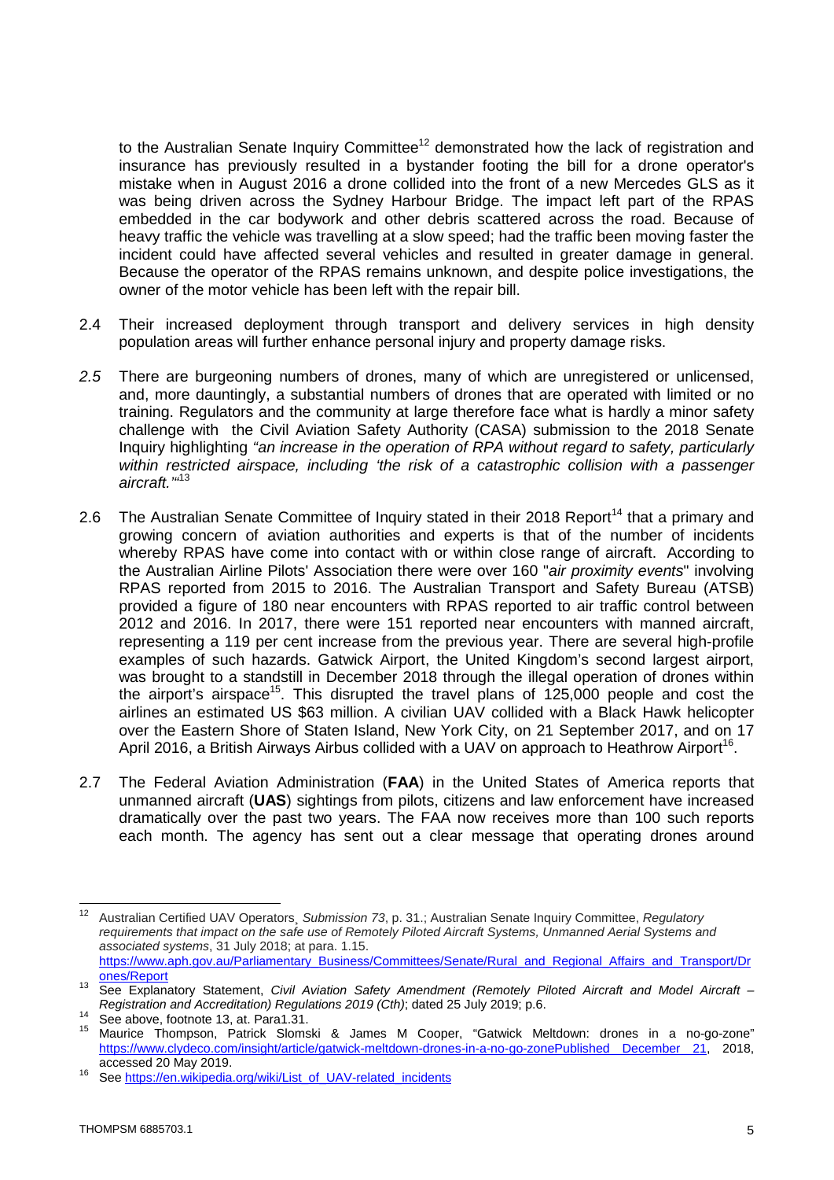to the Australian Senate Inquiry Committee[12] demonstrated how the lack of registration and insurance has previously resulted in a bystander footing the bill for a drone operator's mistake when in August 2016 a drone collided into the front of a new Mercedes GLS as it was being driven across the Sydney Harbour Bridge. The impact left part of the RPAS embedded in the car bodywork and other debris scattered across the road. Because of heavy traffic the vehicle was travelling at a slow speed; had the traffic been moving faster the incident could have affected several vehicles and resulted in greater damage in general. Because the operator of the RPAS remains unknown, and despite police investigations, the owner of the motor vehicle has been left with the repair bill.

2.4 Their increased deployment through transport and delivery services in high density population areas will further enhance personal injury and property damage risks.

*2.5* There are burgeoning numbers of drones, many of which are unregistered or unlicensed, and, more dauntingly, a substantial numbers of drones that are operated with limited or no training. Regulators and the community at large therefore face what is hardly a minor safety challenge with the Civil Aviation Safety Authority (CASA) submission to the 2018 Senate Inquiry highlighting *"an increase in the operation of RPA without regard to safety, particularly within restricted airspace, including 'the risk of a catastrophic collision with a passenger aircraft.'"*[13]

2.6 The Australian Senate Committee of Inquiry stated in their 2018 Report[14] that a primary and growing concern of aviation authorities and experts is that of the number of incidents whereby RPAS have come into contact with or within close range of aircraft. According to the Australian Airline Pilots' Association there were over 160 "*air proximity events*" involving RPAS reported from 2015 to 2016. The Australian Transport and Safety Bureau (ATSB) provided a figure of 180 near encounters with RPAS reported to air traffic control between 2012 and 2016. In 2017, there were 151 reported near encounters with manned aircraft, representing a 119 per cent increase from the previous year. There are several high-profile examples of such hazards. Gatwick Airport, the United Kingdom's second largest airport, was brought to a standstill in December 2018 through the illegal operation of drones within the airport's airspace[15]. This disrupted the travel plans of 125,000 people and cost the airlines an estimated US $63 million. A civilian UAV collided with a Black Hawk helicopter over the Eastern Shore of Staten Island, New York City, on 21 September 2017, and on 17 April 2016, a British Airways Airbus collided with a UAV on approach to Heathrow Airport[16].

2.7 The Federal Aviation Administration (**FAA**) in the United States of America reports that unmanned aircraft (**UAS**) sightings from pilots, citizens and law enforcement have increased dramatically over the past two years. The FAA now receives more than 100 such reports each month. The agency has sent out a clear message that operating drones around

---

[12] Australian Certified UAV Operators¸ *Submission 73*, p. 31.; Australian Senate Inquiry Committee, *Regulatory requirements that impact on the safe use of Remotely Piloted Aircraft Systems, Unmanned Aerial Systems and associated systems*, 31 July 2018; at para. 1.15. https://www.aph.gov.au/Parliamentary_Business/Committees/Senate/Rural_and_Regional_Affairs_and_Transport/Drones/Report

[13] See Explanatory Statement, *Civil Aviation Safety Amendment (Remotely Piloted Aircraft and Model Aircraft – Registration and Accreditation) Regulations 2019 (Cth)*; dated 25 July 2019; p.6.

[14] See above, footnote 13, at. Para1.31.

[15] Maurice Thompson, Patrick Slomski & James M Cooper, "Gatwick Meltdown: drones in a no-go-zone" https://www.clydeco.com/insight/article/gatwick-meltdown-drones-in-a-no-go-zonePublished December 21, 2018, accessed 20 May 2019.

[16] See https://en.wikipedia.org/wiki/List_of_UAV-related_incidents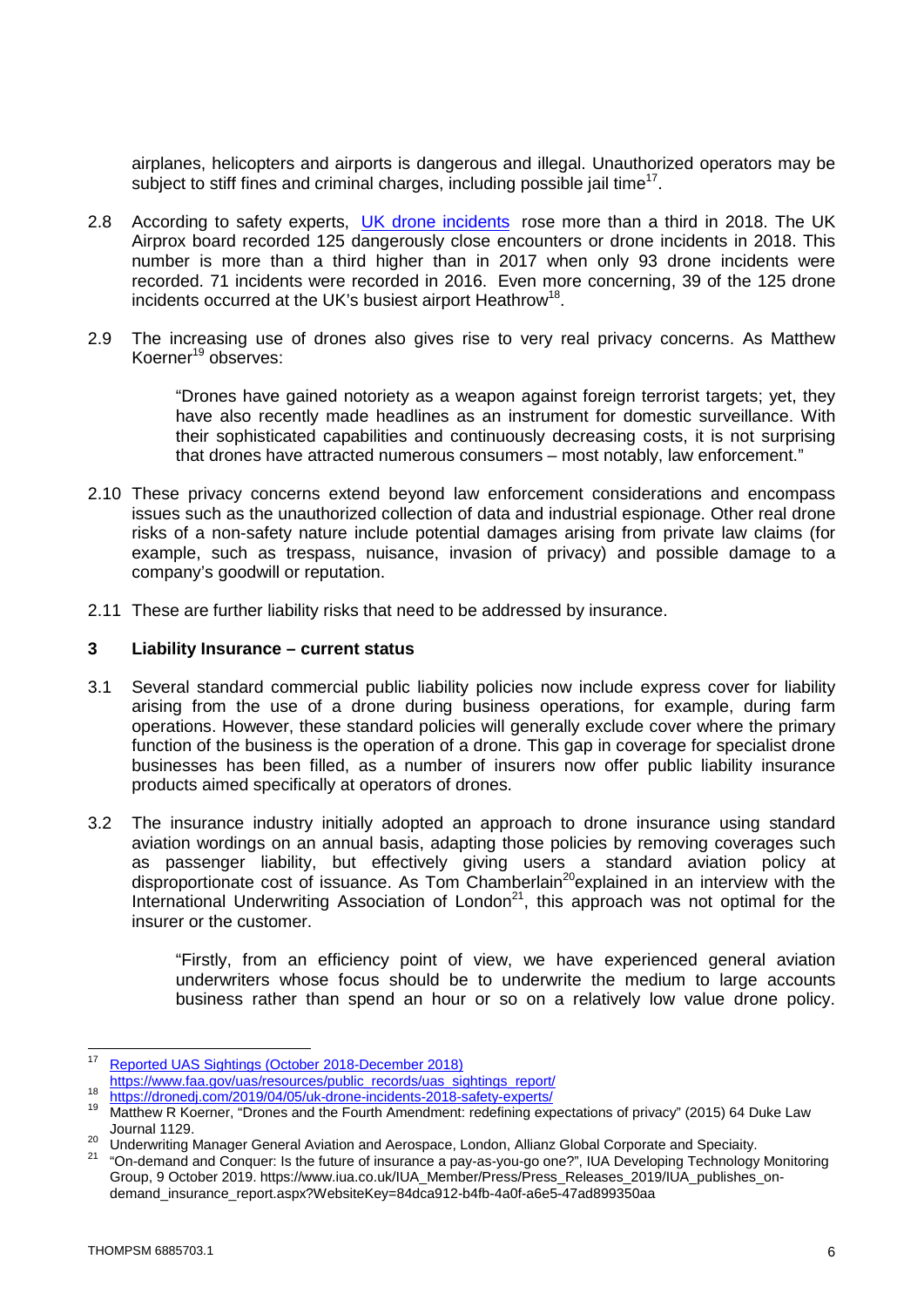airplanes, helicopters and airports is dangerous and illegal. Unauthorized operators may be subject to stiff fines and criminal charges, including possible jail time[17].

2.8 According to safety experts, [UK drone incidents](https://dronedj.com/2019/04/05/uk-drone-incidents-2018-safety-experts/) rose more than a third in 2018. The UK Airprox board recorded 125 dangerously close encounters or drone incidents in 2018. This number is more than a third higher than in 2017 when only 93 drone incidents were recorded. 71 incidents were recorded in 2016. Even more concerning, 39 of the 125 drone incidents occurred at the UK's busiest airport Heathrow[18].

2.9 The increasing use of drones also gives rise to very real privacy concerns. As Matthew Koerner[19] observes:

> "Drones have gained notoriety as a weapon against foreign terrorist targets; yet, they have also recently made headlines as an instrument for domestic surveillance. With their sophisticated capabilities and continuously decreasing costs, it is not surprising that drones have attracted numerous consumers – most notably, law enforcement."

2.10 These privacy concerns extend beyond law enforcement considerations and encompass issues such as the unauthorized collection of data and industrial espionage. Other real drone risks of a non-safety nature include potential damages arising from private law claims (for example, such as trespass, nuisance, invasion of privacy) and possible damage to a company's goodwill or reputation.

2.11 These are further liability risks that need to be addressed by insurance.

## 3 Liability Insurance – current status

3.1 Several standard commercial public liability policies now include express cover for liability arising from the use of a drone during business operations, for example, during farm operations. However, these standard policies will generally exclude cover where the primary function of the business is the operation of a drone. This gap in coverage for specialist drone businesses has been filled, as a number of insurers now offer public liability insurance products aimed specifically at operators of drones.

3.2 The insurance industry initially adopted an approach to drone insurance using standard aviation wordings on an annual basis, adapting those policies by removing coverages such as passenger liability, but effectively giving users a standard aviation policy at disproportionate cost of issuance. As Tom Chamberlain[20] explained in an interview with the International Underwriting Association of London[21], this approach was not optimal for the insurer or the customer.

> "Firstly, from an efficiency point of view, we have experienced general aviation underwriters whose focus should be to underwrite the medium to large accounts business rather than spend an hour or so on a relatively low value drone policy.

---

[17] [Reported UAS Sightings (October 2018-December 2018)](https://www.faa.gov/uas/resources/public_records/uas_sightings_report/) https://www.faa.gov/uas/resources/public_records/uas_sightings_report/

[18] https://dronedj.com/2019/04/05/uk-drone-incidents-2018-safety-experts/

[19] Matthew R Koerner, "Drones and the Fourth Amendment: redefining expectations of privacy" (2015) 64 Duke Law Journal 1129.

[20] Underwriting Manager General Aviation and Aerospace, London, Allianz Global Corporate and Speciality.

[21] "On-demand and Conquer: Is the future of insurance a pay-as-you-go one?", IUA Developing Technology Monitoring Group, 9 October 2019. https://www.iua.co.uk/IUA_Member/Press/Press_Releases_2019/IUA_publishes_on-demand_insurance_report.aspx?WebsiteKey=84dca912-b4fb-4a0f-a6e5-47ad899350aa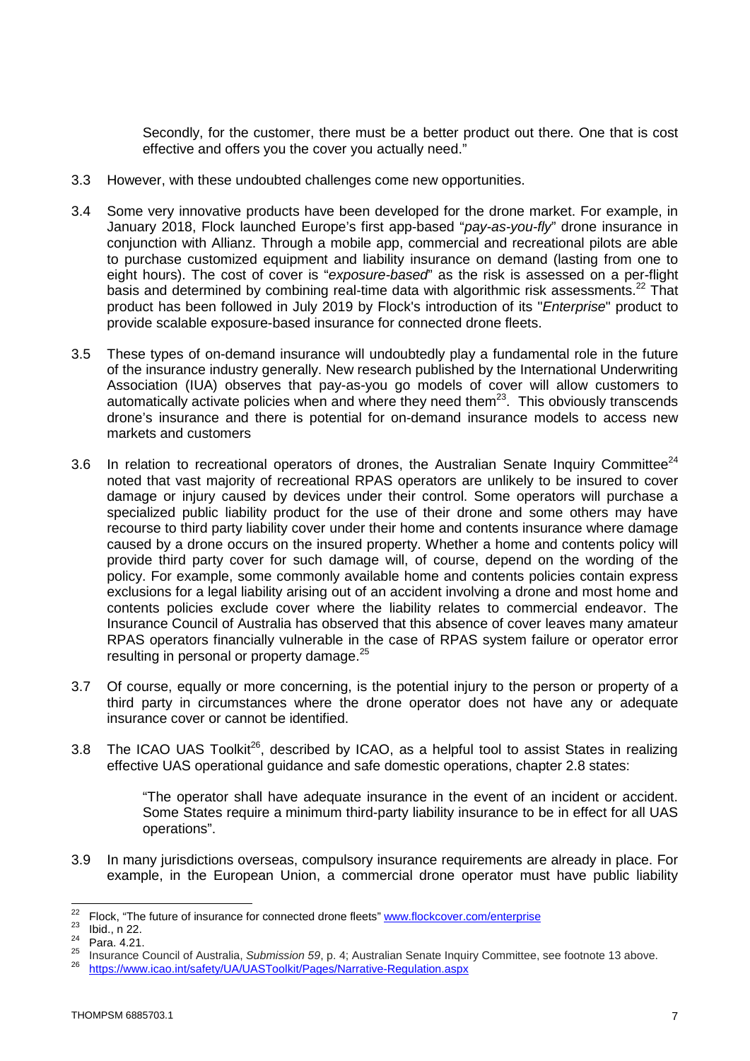Secondly, for the customer, there must be a better product out there. One that is cost effective and offers you the cover you actually need."

3.3 However, with these undoubted challenges come new opportunities.

3.4 Some very innovative products have been developed for the drone market. For example, in January 2018, Flock launched Europe's first app-based "*pay-as-you-fly*" drone insurance in conjunction with Allianz. Through a mobile app, commercial and recreational pilots are able to purchase customized equipment and liability insurance on demand (lasting from one to eight hours). The cost of cover is "*exposure-based*" as the risk is assessed on a per-flight basis and determined by combining real-time data with algorithmic risk assessments.[22] That product has been followed in July 2019 by Flock's introduction of its "*Enterprise*" product to provide scalable exposure-based insurance for connected drone fleets.

3.5 These types of on-demand insurance will undoubtedly play a fundamental role in the future of the insurance industry generally. New research published by the International Underwriting Association (IUA) observes that pay-as-you go models of cover will allow customers to automatically activate policies when and where they need them[23]. This obviously transcends drone's insurance and there is potential for on-demand insurance models to access new markets and customers

3.6 In relation to recreational operators of drones, the Australian Senate Inquiry Committee[24] noted that vast majority of recreational RPAS operators are unlikely to be insured to cover damage or injury caused by devices under their control. Some operators will purchase a specialized public liability product for the use of their drone and some others may have recourse to third party liability cover under their home and contents insurance where damage caused by a drone occurs on the insured property. Whether a home and contents policy will provide third party cover for such damage will, of course, depend on the wording of the policy. For example, some commonly available home and contents policies contain express exclusions for a legal liability arising out of an accident involving a drone and most home and contents policies exclude cover where the liability relates to commercial endeavor. The Insurance Council of Australia has observed that this absence of cover leaves many amateur RPAS operators financially vulnerable in the case of RPAS system failure or operator error resulting in personal or property damage.[25]

3.7 Of course, equally or more concerning, is the potential injury to the person or property of a third party in circumstances where the drone operator does not have any or adequate insurance cover or cannot be identified.

3.8 The ICAO UAS Toolkit[26], described by ICAO, as a helpful tool to assist States in realizing effective UAS operational guidance and safe domestic operations, chapter 2.8 states:

> "The operator shall have adequate insurance in the event of an incident or accident. Some States require a minimum third-party liability insurance to be in effect for all UAS operations".

3.9 In many jurisdictions overseas, compulsory insurance requirements are already in place. For example, in the European Union, a commercial drone operator must have public liability

---

[22] Flock, "The future of insurance for connected drone fleets" www.flockcover.com/enterprise

[23] Ibid., n 22.

[24] Para. 4.21.

[25] Insurance Council of Australia, *Submission 59*, p. 4; Australian Senate Inquiry Committee, see footnote 13 above.

[26] https://www.icao.int/safety/UA/UASToolkit/Pages/Narrative-Regulation.aspx

THOMPSM 6885703.1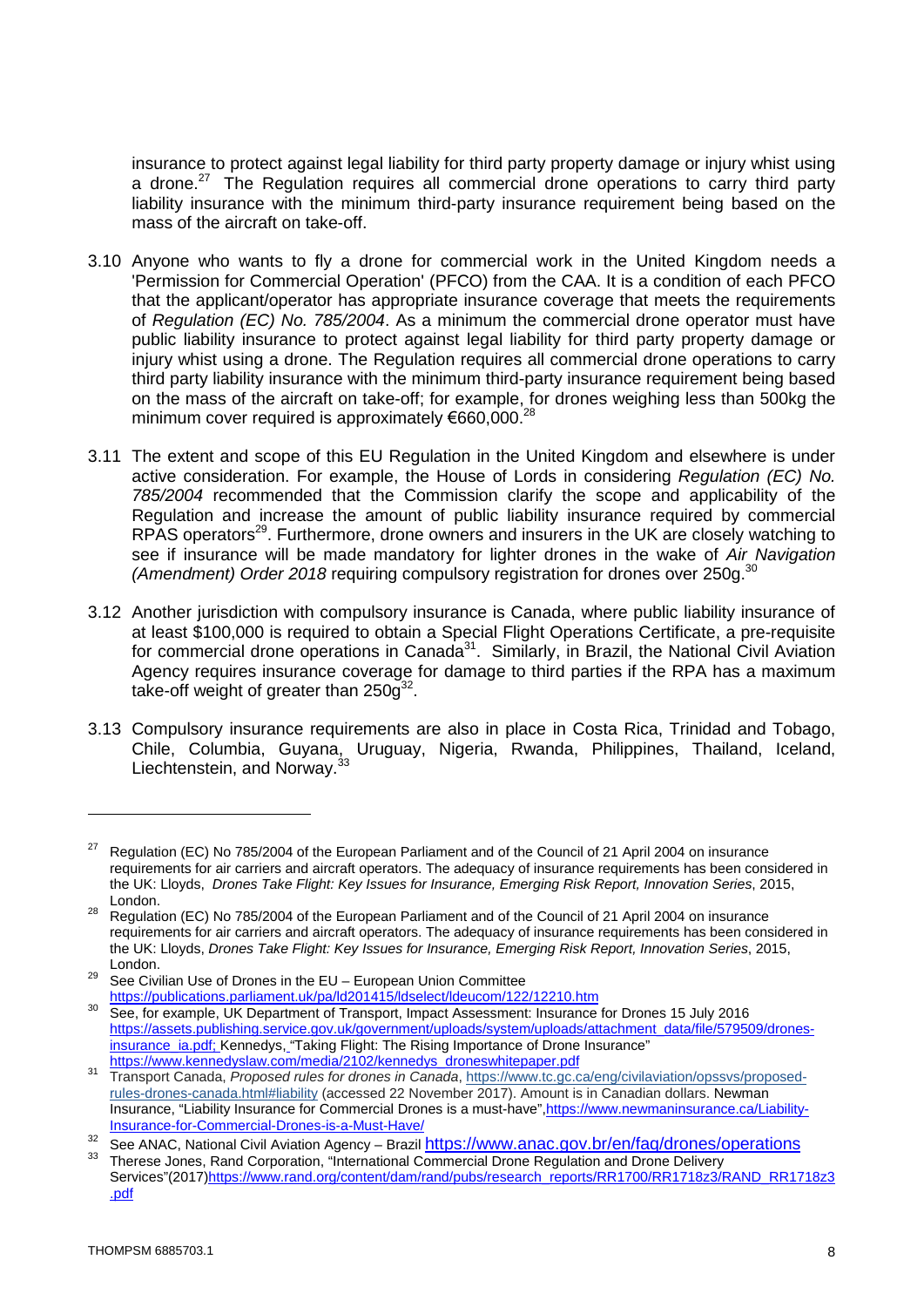insurance to protect against legal liability for third party property damage or injury whist using a drone.[27] The Regulation requires all commercial drone operations to carry third party liability insurance with the minimum third-party insurance requirement being based on the mass of the aircraft on take-off.

3.10 Anyone who wants to fly a drone for commercial work in the United Kingdom needs a 'Permission for Commercial Operation' (PFCO) from the CAA. It is a condition of each PFCO that the applicant/operator has appropriate insurance coverage that meets the requirements of *Regulation (EC) No. 785/2004*. As a minimum the commercial drone operator must have public liability insurance to protect against legal liability for third party property damage or injury whist using a drone. The Regulation requires all commercial drone operations to carry third party liability insurance with the minimum third-party insurance requirement being based on the mass of the aircraft on take-off; for example, for drones weighing less than 500kg the minimum cover required is approximately €660,000.[28]

3.11 The extent and scope of this EU Regulation in the United Kingdom and elsewhere is under active consideration. For example, the House of Lords in considering *Regulation (EC) No. 785/2004* recommended that the Commission clarify the scope and applicability of the Regulation and increase the amount of public liability insurance required by commercial RPAS operators[29]. Furthermore, drone owners and insurers in the UK are closely watching to see if insurance will be made mandatory for lighter drones in the wake of *Air Navigation (Amendment) Order 2018* requiring compulsory registration for drones over 250g.[30]

3.12 Another jurisdiction with compulsory insurance is Canada, where public liability insurance of at least $100,000 is required to obtain a Special Flight Operations Certificate, a pre-requisite for commercial drone operations in Canada[31]. Similarly, in Brazil, the National Civil Aviation Agency requires insurance coverage for damage to third parties if the RPA has a maximum take-off weight of greater than 250g[32].

3.13 Compulsory insurance requirements are also in place in Costa Rica, Trinidad and Tobago, Chile, Columbia, Guyana, Uruguay, Nigeria, Rwanda, Philippines, Thailand, Iceland, Liechtenstein, and Norway.[33]

---

[27] Regulation (EC) No 785/2004 of the European Parliament and of the Council of 21 April 2004 on insurance requirements for air carriers and aircraft operators. The adequacy of insurance requirements has been considered in the UK: Lloyds, *Drones Take Flight: Key Issues for Insurance, Emerging Risk Report, Innovation Series*, 2015, London.

[28] Regulation (EC) No 785/2004 of the European Parliament and of the Council of 21 April 2004 on insurance requirements for air carriers and aircraft operators. The adequacy of insurance requirements has been considered in the UK: Lloyds, *Drones Take Flight: Key Issues for Insurance, Emerging Risk Report, Innovation Series*, 2015, London.

[29] See Civilian Use of Drones in the EU – European Union Committee https://publications.parliament.uk/pa/ld201415/ldselect/ldeucom/122/12210.htm

[30] See, for example, UK Department of Transport, Impact Assessment: Insurance for Drones 15 July 2016 https://assets.publishing.service.gov.uk/government/uploads/system/uploads/attachment_data/file/579509/drones-insurance_ia.pdf; Kennedys, "Taking Flight: The Rising Importance of Drone Insurance" https://www.kennedyslaw.com/media/2102/kennedys_droneswhitepaper.pdf

[31] Transport Canada, *Proposed rules for drones in Canada*, https://www.tc.gc.ca/eng/civilaviation/opssvs/proposed-rules-drones-canada.html#liability (accessed 22 November 2017). Amount is in Canadian dollars. Newman Insurance, "Liability Insurance for Commercial Drones is a must-have",https://www.newmaninsurance.ca/Liability-Insurance-for-Commercial-Drones-is-a-Must-Have/

[32] See ANAC, National Civil Aviation Agency – Brazil https://www.anac.gov.br/en/faq/drones/operations

[33] Therese Jones, Rand Corporation, "International Commercial Drone Regulation and Drone Delivery Services"(2017)https://www.rand.org/content/dam/rand/pubs/research_reports/RR1700/RR1718z3/RAND_RR1718z3.pdf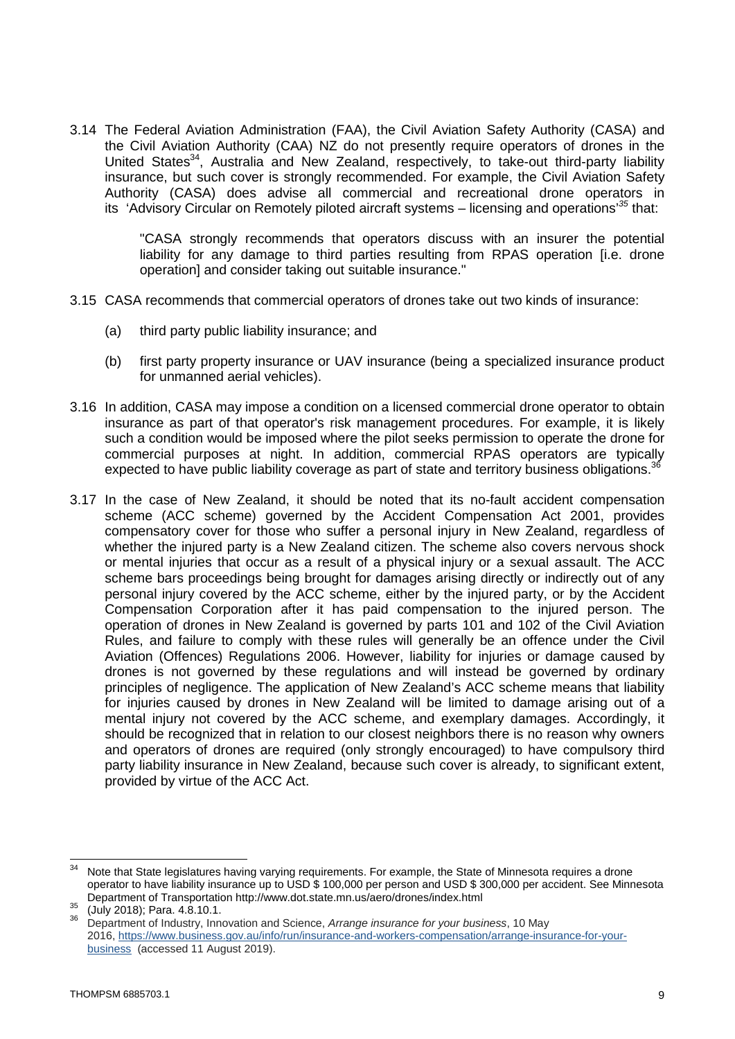3.14 The Federal Aviation Administration (FAA), the Civil Aviation Safety Authority (CASA) and the Civil Aviation Authority (CAA) NZ do not presently require operators of drones in the United States[34], Australia and New Zealand, respectively, to take-out third-party liability insurance, but such cover is strongly recommended. For example, the Civil Aviation Safety Authority (CASA) does advise all commercial and recreational drone operators in its 'Advisory Circular on Remotely piloted aircraft systems – licensing and operations'[35] that:

> "CASA strongly recommends that operators discuss with an insurer the potential liability for any damage to third parties resulting from RPAS operation [i.e. drone operation] and consider taking out suitable insurance."

3.15 CASA recommends that commercial operators of drones take out two kinds of insurance:

(a) third party public liability insurance; and

(b) first party property insurance or UAV insurance (being a specialized insurance product for unmanned aerial vehicles).

3.16 In addition, CASA may impose a condition on a licensed commercial drone operator to obtain insurance as part of that operator's risk management procedures. For example, it is likely such a condition would be imposed where the pilot seeks permission to operate the drone for commercial purposes at night. In addition, commercial RPAS operators are typically expected to have public liability coverage as part of state and territory business obligations.[36]

3.17 In the case of New Zealand, it should be noted that its no-fault accident compensation scheme (ACC scheme) governed by the Accident Compensation Act 2001, provides compensatory cover for those who suffer a personal injury in New Zealand, regardless of whether the injured party is a New Zealand citizen. The scheme also covers nervous shock or mental injuries that occur as a result of a physical injury or a sexual assault. The ACC scheme bars proceedings being brought for damages arising directly or indirectly out of any personal injury covered by the ACC scheme, either by the injured party, or by the Accident Compensation Corporation after it has paid compensation to the injured person. The operation of drones in New Zealand is governed by parts 101 and 102 of the Civil Aviation Rules, and failure to comply with these rules will generally be an offence under the Civil Aviation (Offences) Regulations 2006. However, liability for injuries or damage caused by drones is not governed by these regulations and will instead be governed by ordinary principles of negligence. The application of New Zealand's ACC scheme means that liability for injuries caused by drones in New Zealand will be limited to damage arising out of a mental injury not covered by the ACC scheme, and exemplary damages. Accordingly, it should be recognized that in relation to our closest neighbors there is no reason why owners and operators of drones are required (only strongly encouraged) to have compulsory third party liability insurance in New Zealand, because such cover is already, to significant extent, provided by virtue of the ACC Act.

---

[34] Note that State legislatures having varying requirements. For example, the State of Minnesota requires a drone operator to have liability insurance up to USD $ 100,000 per person and USD $ 300,000 per accident. See Minnesota Department of Transportation http://www.dot.state.mn.us/aero/drones/index.html

[35] (July 2018); Para. 4.8.10.1.

[36] Department of Industry, Innovation and Science, *Arrange insurance for your business*, 10 May 2016, https://www.business.gov.au/info/run/insurance-and-workers-compensation/arrange-insurance-for-your-business (accessed 11 August 2019).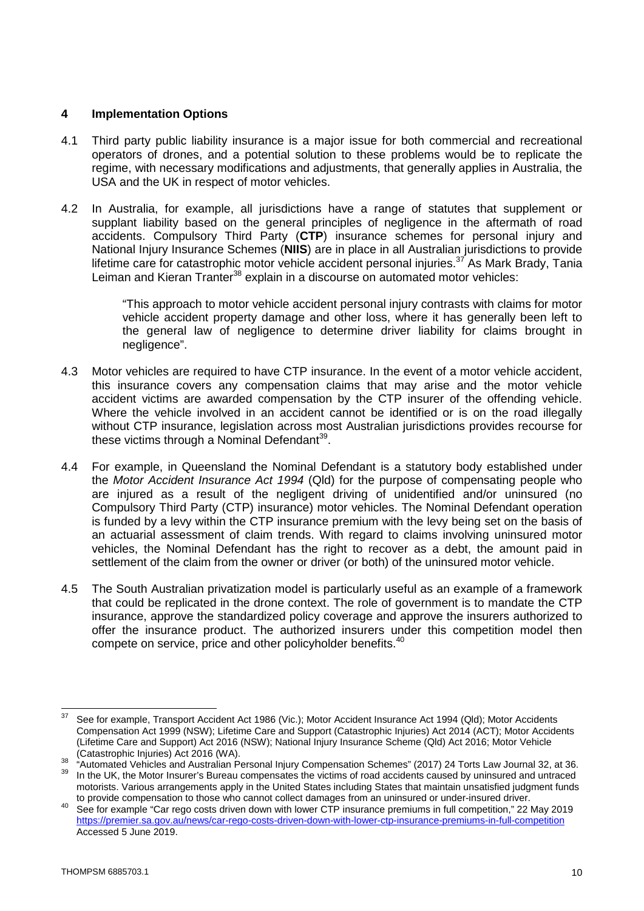## 4 Implementation Options

4.1 Third party public liability insurance is a major issue for both commercial and recreational operators of drones, and a potential solution to these problems would be to replicate the regime, with necessary modifications and adjustments, that generally applies in Australia, the USA and the UK in respect of motor vehicles.

4.2 In Australia, for example, all jurisdictions have a range of statutes that supplement or supplant liability based on the general principles of negligence in the aftermath of road accidents. Compulsory Third Party (**CTP**) insurance schemes for personal injury and National Injury Insurance Schemes (**NIIS**) are in place in all Australian jurisdictions to provide lifetime care for catastrophic motor vehicle accident personal injuries.[37] As Mark Brady, Tania Leiman and Kieran Tranter[38] explain in a discourse on automated motor vehicles:

> "This approach to motor vehicle accident personal injury contrasts with claims for motor vehicle accident property damage and other loss, where it has generally been left to the general law of negligence to determine driver liability for claims brought in negligence".

4.3 Motor vehicles are required to have CTP insurance. In the event of a motor vehicle accident, this insurance covers any compensation claims that may arise and the motor vehicle accident victims are awarded compensation by the CTP insurer of the offending vehicle. Where the vehicle involved in an accident cannot be identified or is on the road illegally without CTP insurance, legislation across most Australian jurisdictions provides recourse for these victims through a Nominal Defendant[39].

4.4 For example, in Queensland the Nominal Defendant is a statutory body established under the *Motor Accident Insurance Act 1994* (Qld) for the purpose of compensating people who are injured as a result of the negligent driving of unidentified and/or uninsured (no Compulsory Third Party (CTP) insurance) motor vehicles. The Nominal Defendant operation is funded by a levy within the CTP insurance premium with the levy being set on the basis of an actuarial assessment of claim trends. With regard to claims involving uninsured motor vehicles, the Nominal Defendant has the right to recover as a debt, the amount paid in settlement of the claim from the owner or driver (or both) of the uninsured motor vehicle.

4.5 The South Australian privatization model is particularly useful as an example of a framework that could be replicated in the drone context. The role of government is to mandate the CTP insurance, approve the standardized policy coverage and approve the insurers authorized to offer the insurance product. The authorized insurers under this competition model then compete on service, price and other policyholder benefits.[40]

---

[37] See for example, Transport Accident Act 1986 (Vic.); Motor Accident Insurance Act 1994 (Qld); Motor Accidents Compensation Act 1999 (NSW); Lifetime Care and Support (Catastrophic Injuries) Act 2014 (ACT); Motor Accidents (Lifetime Care and Support) Act 2016 (NSW); National Injury Insurance Scheme (Qld) Act 2016; Motor Vehicle (Catastrophic Injuries) Act 2016 (WA).

[38] "Automated Vehicles and Australian Personal Injury Compensation Schemes" (2017) 24 Torts Law Journal 32, at 36.

[39] In the UK, the Motor Insurer's Bureau compensates the victims of road accidents caused by uninsured and untraced motorists. Various arrangements apply in the United States including States that maintain unsatisfied judgment funds to provide compensation to those who cannot collect damages from an uninsured or under-insured driver.

[40] See for example "Car rego costs driven down with lower CTP insurance premiums in full competition," 22 May 2019 https://premier.sa.gov.au/news/car-rego-costs-driven-down-with-lower-ctp-insurance-premiums-in-full-competition Accessed 5 June 2019.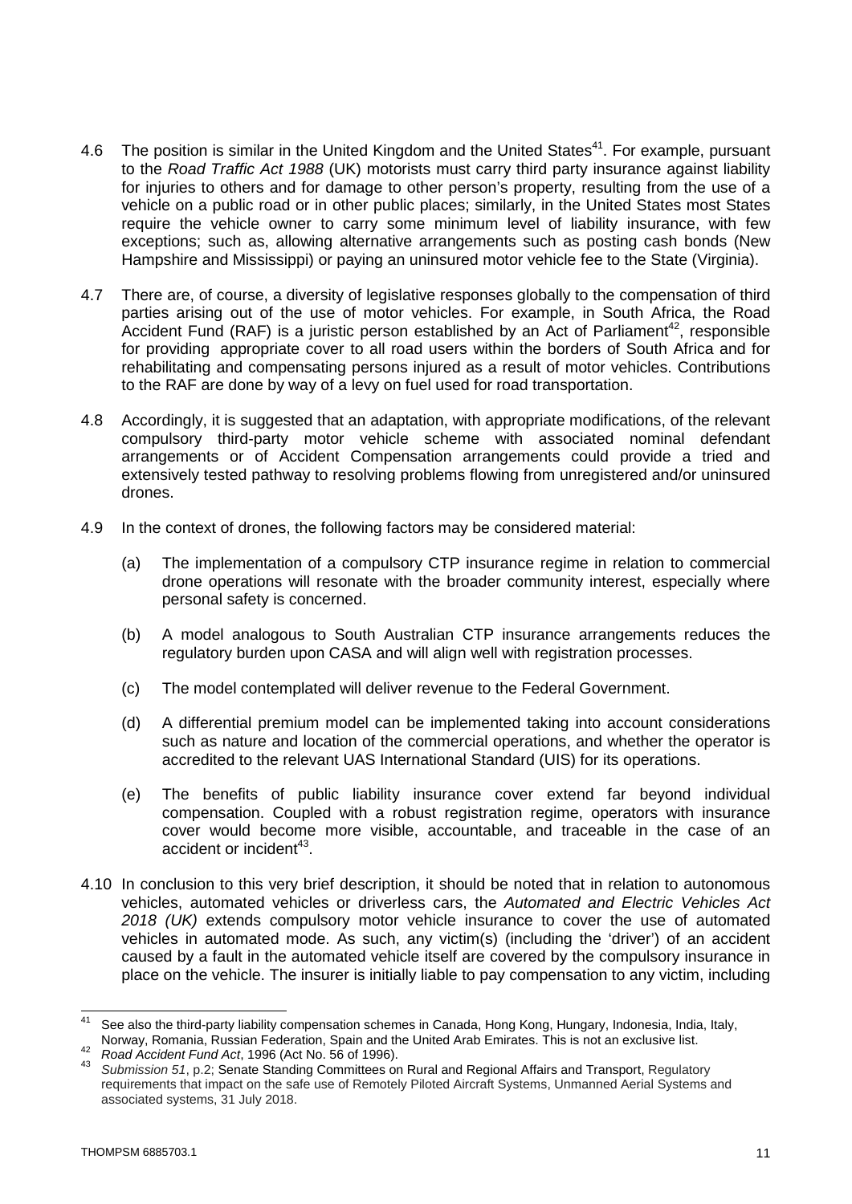4.6 The position is similar in the United Kingdom and the United States[41]. For example, pursuant to the *Road Traffic Act 1988* (UK) motorists must carry third party insurance against liability for injuries to others and for damage to other person's property, resulting from the use of a vehicle on a public road or in other public places; similarly, in the United States most States require the vehicle owner to carry some minimum level of liability insurance, with few exceptions; such as, allowing alternative arrangements such as posting cash bonds (New Hampshire and Mississippi) or paying an uninsured motor vehicle fee to the State (Virginia).

4.7 There are, of course, a diversity of legislative responses globally to the compensation of third parties arising out of the use of motor vehicles. For example, in South Africa, the Road Accident Fund (RAF) is a juristic person established by an Act of Parliament[42], responsible for providing appropriate cover to all road users within the borders of South Africa and for rehabilitating and compensating persons injured as a result of motor vehicles. Contributions to the RAF are done by way of a levy on fuel used for road transportation.

4.8 Accordingly, it is suggested that an adaptation, with appropriate modifications, of the relevant compulsory third-party motor vehicle scheme with associated nominal defendant arrangements or of Accident Compensation arrangements could provide a tried and extensively tested pathway to resolving problems flowing from unregistered and/or uninsured drones.

4.9 In the context of drones, the following factors may be considered material:

(a) The implementation of a compulsory CTP insurance regime in relation to commercial drone operations will resonate with the broader community interest, especially where personal safety is concerned.

(b) A model analogous to South Australian CTP insurance arrangements reduces the regulatory burden upon CASA and will align well with registration processes.

(c) The model contemplated will deliver revenue to the Federal Government.

(d) A differential premium model can be implemented taking into account considerations such as nature and location of the commercial operations, and whether the operator is accredited to the relevant UAS International Standard (UIS) for its operations.

(e) The benefits of public liability insurance cover extend far beyond individual compensation. Coupled with a robust registration regime, operators with insurance cover would become more visible, accountable, and traceable in the case of an accident or incident[43].

4.10 In conclusion to this very brief description, it should be noted that in relation to autonomous vehicles, automated vehicles or driverless cars, the *Automated and Electric Vehicles Act 2018 (UK)* extends compulsory motor vehicle insurance to cover the use of automated vehicles in automated mode. As such, any victim(s) (including the 'driver') of an accident caused by a fault in the automated vehicle itself are covered by the compulsory insurance in place on the vehicle. The insurer is initially liable to pay compensation to any victim, including

---

[41] See also the third-party liability compensation schemes in Canada, Hong Kong, Hungary, Indonesia, India, Italy, Norway, Romania, Russian Federation, Spain and the United Arab Emirates. This is not an exclusive list.

[42] *Road Accident Fund Act*, 1996 (Act No. 56 of 1996).

[43] *Submission 51*, p.2; Senate Standing Committees on Rural and Regional Affairs and Transport, Regulatory requirements that impact on the safe use of Remotely Piloted Aircraft Systems, Unmanned Aerial Systems and associated systems, 31 July 2018.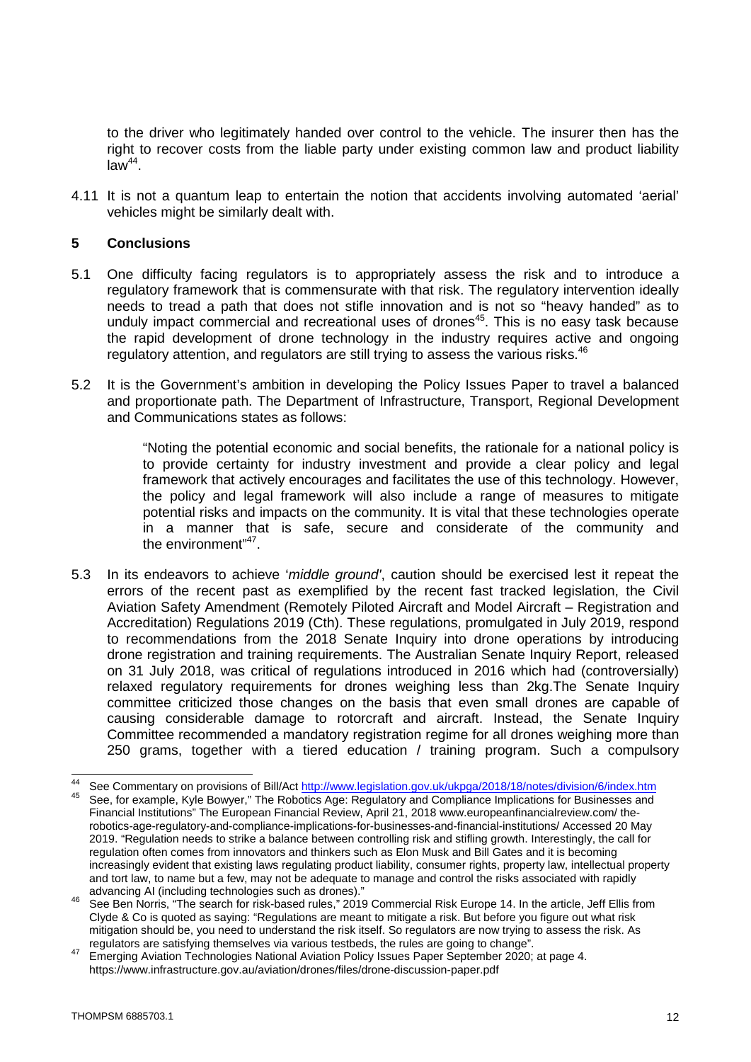to the driver who legitimately handed over control to the vehicle. The insurer then has the right to recover costs from the liable party under existing common law and product liability law[44].

4.11 It is not a quantum leap to entertain the notion that accidents involving automated 'aerial' vehicles might be similarly dealt with.

## 5 Conclusions

5.1 One difficulty facing regulators is to appropriately assess the risk and to introduce a regulatory framework that is commensurate with that risk. The regulatory intervention ideally needs to tread a path that does not stifle innovation and is not so "heavy handed" as to unduly impact commercial and recreational uses of drones[45]. This is no easy task because the rapid development of drone technology in the industry requires active and ongoing regulatory attention, and regulators are still trying to assess the various risks.[46]

5.2 It is the Government's ambition in developing the Policy Issues Paper to travel a balanced and proportionate path. The Department of Infrastructure, Transport, Regional Development and Communications states as follows:

> "Noting the potential economic and social benefits, the rationale for a national policy is to provide certainty for industry investment and provide a clear policy and legal framework that actively encourages and facilitates the use of this technology. However, the policy and legal framework will also include a range of measures to mitigate potential risks and impacts on the community. It is vital that these technologies operate in a manner that is safe, secure and considerate of the community and the environment"[47].

5.3 In its endeavors to achieve '*middle ground'*, caution should be exercised lest it repeat the errors of the recent past as exemplified by the recent fast tracked legislation, the Civil Aviation Safety Amendment (Remotely Piloted Aircraft and Model Aircraft – Registration and Accreditation) Regulations 2019 (Cth). These regulations, promulgated in July 2019, respond to recommendations from the 2018 Senate Inquiry into drone operations by introducing drone registration and training requirements. The Australian Senate Inquiry Report, released on 31 July 2018, was critical of regulations introduced in 2016 which had (controversially) relaxed regulatory requirements for drones weighing less than 2kg.The Senate Inquiry committee criticized those changes on the basis that even small drones are capable of causing considerable damage to rotorcraft and aircraft. Instead, the Senate Inquiry Committee recommended a mandatory registration regime for all drones weighing more than 250 grams, together with a tiered education / training program. Such a compulsory

---

[44] See Commentary on provisions of Bill/Act http://www.legislation.gov.uk/ukpga/2018/18/notes/division/6/index.htm

[45] See, for example, Kyle Bowyer," The Robotics Age: Regulatory and Compliance Implications for Businesses and Financial Institutions" The European Financial Review, April 21, 2018 www.europeanfinancialreview.com/ the-robotics-age-regulatory-and-compliance-implications-for-businesses-and-financial-institutions/ Accessed 20 May 2019. "Regulation needs to strike a balance between controlling risk and stifling growth. Interestingly, the call for regulation often comes from innovators and thinkers such as Elon Musk and Bill Gates and it is becoming increasingly evident that existing laws regulating product liability, consumer rights, property law, intellectual property and tort law, to name but a few, may not be adequate to manage and control the risks associated with rapidly advancing AI (including technologies such as drones)."

[46] See Ben Norris, "The search for risk-based rules," 2019 Commercial Risk Europe 14. In the article, Jeff Ellis from Clyde & Co is quoted as saying: "Regulations are meant to mitigate a risk. But before you figure out what risk mitigation should be, you need to understand the risk itself. So regulators are now trying to assess the risk. As regulators are satisfying themselves via various testbeds, the rules are going to change".

[47] Emerging Aviation Technologies National Aviation Policy Issues Paper September 2020; at page 4. https://www.infrastructure.gov.au/aviation/drones/files/drone-discussion-paper.pdf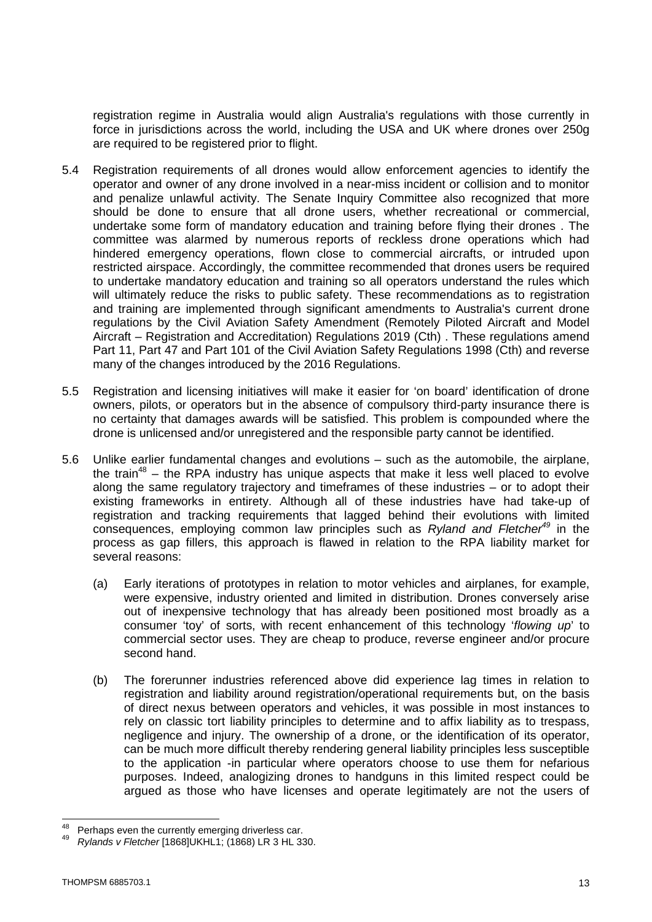registration regime in Australia would align Australia's regulations with those currently in force in jurisdictions across the world, including the USA and UK where drones over 250g are required to be registered prior to flight.

5.4 Registration requirements of all drones would allow enforcement agencies to identify the operator and owner of any drone involved in a near-miss incident or collision and to monitor and penalize unlawful activity. The Senate Inquiry Committee also recognized that more should be done to ensure that all drone users, whether recreational or commercial, undertake some form of mandatory education and training before flying their drones . The committee was alarmed by numerous reports of reckless drone operations which had hindered emergency operations, flown close to commercial aircrafts, or intruded upon restricted airspace. Accordingly, the committee recommended that drones users be required to undertake mandatory education and training so all operators understand the rules which will ultimately reduce the risks to public safety. These recommendations as to registration and training are implemented through significant amendments to Australia's current drone regulations by the Civil Aviation Safety Amendment (Remotely Piloted Aircraft and Model Aircraft – Registration and Accreditation) Regulations 2019 (Cth) . These regulations amend Part 11, Part 47 and Part 101 of the Civil Aviation Safety Regulations 1998 (Cth) and reverse many of the changes introduced by the 2016 Regulations.

5.5 Registration and licensing initiatives will make it easier for 'on board' identification of drone owners, pilots, or operators but in the absence of compulsory third-party insurance there is no certainty that damages awards will be satisfied. This problem is compounded where the drone is unlicensed and/or unregistered and the responsible party cannot be identified.

5.6 Unlike earlier fundamental changes and evolutions – such as the automobile, the airplane, the train[48] – the RPA industry has unique aspects that make it less well placed to evolve along the same regulatory trajectory and timeframes of these industries – or to adopt their existing frameworks in entirety. Although all of these industries have had take-up of registration and tracking requirements that lagged behind their evolutions with limited consequences, employing common law principles such as *Ryland and Fletcher*[49] in the process as gap fillers, this approach is flawed in relation to the RPA liability market for several reasons:

(a) Early iterations of prototypes in relation to motor vehicles and airplanes, for example, were expensive, industry oriented and limited in distribution. Drones conversely arise out of inexpensive technology that has already been positioned most broadly as a consumer 'toy' of sorts, with recent enhancement of this technology '*flowing up*' to commercial sector uses. They are cheap to produce, reverse engineer and/or procure second hand.

(b) The forerunner industries referenced above did experience lag times in relation to registration and liability around registration/operational requirements but, on the basis of direct nexus between operators and vehicles, it was possible in most instances to rely on classic tort liability principles to determine and to affix liability as to trespass, negligence and injury. The ownership of a drone, or the identification of its operator, can be much more difficult thereby rendering general liability principles less susceptible to the application -in particular where operators choose to use them for nefarious purposes. Indeed, analogizing drones to handguns in this limited respect could be argued as those who have licenses and operate legitimately are not the users of

---

[48] Perhaps even the currently emerging driverless car.

[49] *Rylands v Fletcher* [1868]UKHL1; (1868) LR 3 HL 330.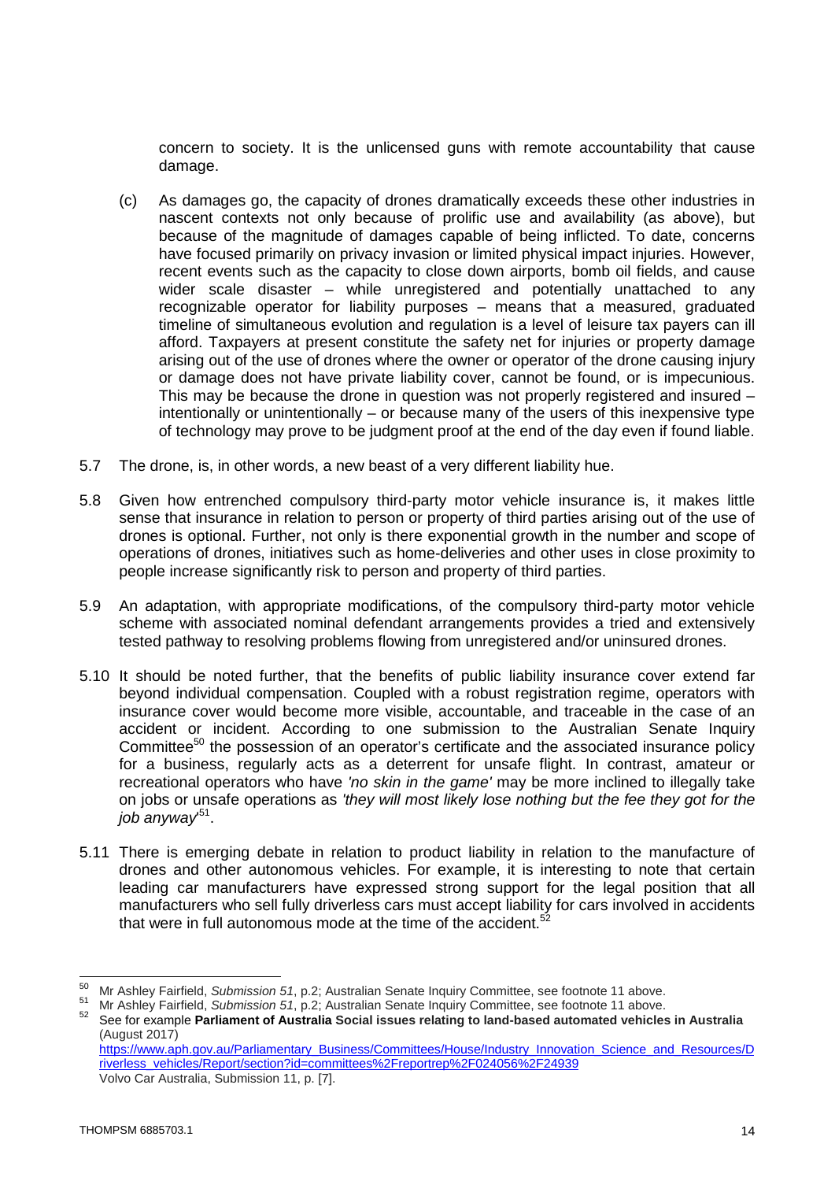concern to society. It is the unlicensed guns with remote accountability that cause damage.

(c) As damages go, the capacity of drones dramatically exceeds these other industries in nascent contexts not only because of prolific use and availability (as above), but because of the magnitude of damages capable of being inflicted. To date, concerns have focused primarily on privacy invasion or limited physical impact injuries. However, recent events such as the capacity to close down airports, bomb oil fields, and cause wider scale disaster – while unregistered and potentially unattached to any recognizable operator for liability purposes – means that a measured, graduated timeline of simultaneous evolution and regulation is a level of leisure tax payers can ill afford. Taxpayers at present constitute the safety net for injuries or property damage arising out of the use of drones where the owner or operator of the drone causing injury or damage does not have private liability cover, cannot be found, or is impecunious. This may be because the drone in question was not properly registered and insured – intentionally or unintentionally – or because many of the users of this inexpensive type of technology may prove to be judgment proof at the end of the day even if found liable.

5.7 The drone, is, in other words, a new beast of a very different liability hue.

5.8 Given how entrenched compulsory third-party motor vehicle insurance is, it makes little sense that insurance in relation to person or property of third parties arising out of the use of drones is optional. Further, not only is there exponential growth in the number and scope of operations of drones, initiatives such as home-deliveries and other uses in close proximity to people increase significantly risk to person and property of third parties.

5.9 An adaptation, with appropriate modifications, of the compulsory third-party motor vehicle scheme with associated nominal defendant arrangements provides a tried and extensively tested pathway to resolving problems flowing from unregistered and/or uninsured drones.

5.10 It should be noted further, that the benefits of public liability insurance cover extend far beyond individual compensation. Coupled with a robust registration regime, operators with insurance cover would become more visible, accountable, and traceable in the case of an accident or incident. According to one submission to the Australian Senate Inquiry Committee[50] the possession of an operator's certificate and the associated insurance policy for a business, regularly acts as a deterrent for unsafe flight. In contrast, amateur or recreational operators who have *'no skin in the game'* may be more inclined to illegally take on jobs or unsafe operations as *'they will most likely lose nothing but the fee they got for the job anyway'*[51].

5.11 There is emerging debate in relation to product liability in relation to the manufacture of drones and other autonomous vehicles. For example, it is interesting to note that certain leading car manufacturers have expressed strong support for the legal position that all manufacturers who sell fully driverless cars must accept liability for cars involved in accidents that were in full autonomous mode at the time of the accident.[52]

---

[50] Mr Ashley Fairfield, *Submission 51*, p.2; Australian Senate Inquiry Committee, see footnote 11 above.

[51] Mr Ashley Fairfield, *Submission 51*, p.2; Australian Senate Inquiry Committee, see footnote 11 above.

[52] See for example **Parliament of Australia Social issues relating to land-based automated vehicles in Australia** (August 2017) https://www.aph.gov.au/Parliamentary_Business/Committees/House/Industry_Innovation_Science_and_Resources/Driverless_vehicles/Report/section?id=committees%2Freportrep%2F024056%2F24939 Volvo Car Australia, Submission 11, p. [7].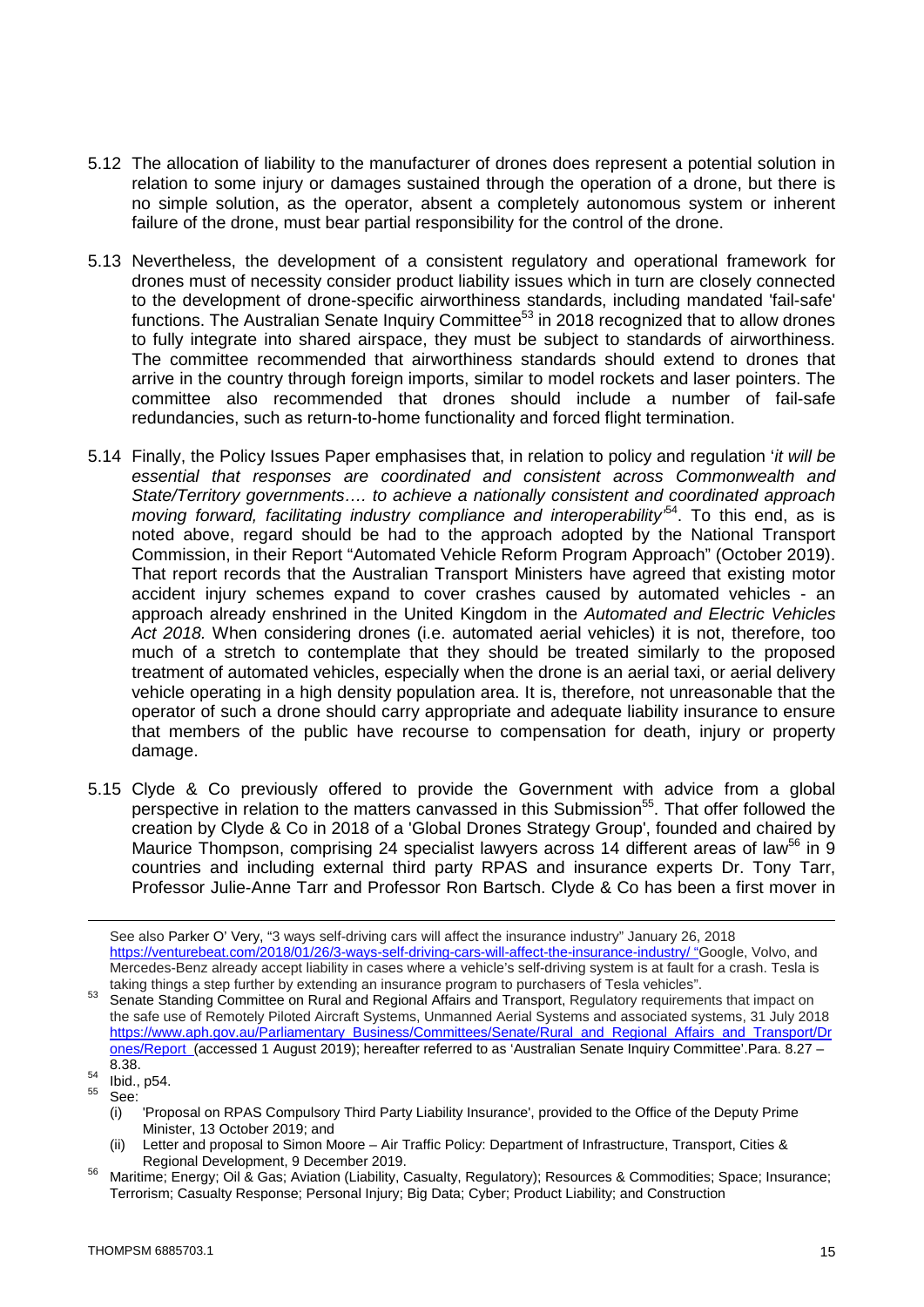5.12 The allocation of liability to the manufacturer of drones does represent a potential solution in relation to some injury or damages sustained through the operation of a drone, but there is no simple solution, as the operator, absent a completely autonomous system or inherent failure of the drone, must bear partial responsibility for the control of the drone.

5.13 Nevertheless, the development of a consistent regulatory and operational framework for drones must of necessity consider product liability issues which in turn are closely connected to the development of drone-specific airworthiness standards, including mandated 'fail-safe' functions. The Australian Senate Inquiry Committee[53] in 2018 recognized that to allow drones to fully integrate into shared airspace, they must be subject to standards of airworthiness. The committee recommended that airworthiness standards should extend to drones that arrive in the country through foreign imports, similar to model rockets and laser pointers. The committee also recommended that drones should include a number of fail-safe redundancies, such as return-to-home functionality and forced flight termination.

5.14 Finally, the Policy Issues Paper emphasises that, in relation to policy and regulation '*it will be essential that responses are coordinated and consistent across Commonwealth and State/Territory governments…. to achieve a nationally consistent and coordinated approach moving forward, facilitating industry compliance and interoperability*'[54]. To this end, as is noted above, regard should be had to the approach adopted by the National Transport Commission, in their Report "Automated Vehicle Reform Program Approach" (October 2019). That report records that the Australian Transport Ministers have agreed that existing motor accident injury schemes expand to cover crashes caused by automated vehicles - an approach already enshrined in the United Kingdom in the *Automated and Electric Vehicles Act 2018*. When considering drones (i.e. automated aerial vehicles) it is not, therefore, too much of a stretch to contemplate that they should be treated similarly to the proposed treatment of automated vehicles, especially when the drone is an aerial taxi, or aerial delivery vehicle operating in a high density population area. It is, therefore, not unreasonable that the operator of such a drone should carry appropriate and adequate liability insurance to ensure that members of the public have recourse to compensation for death, injury or property damage.

5.15 Clyde & Co previously offered to provide the Government with advice from a global perspective in relation to the matters canvassed in this Submission[55]. That offer followed the creation by Clyde & Co in 2018 of a 'Global Drones Strategy Group', founded and chaired by Maurice Thompson, comprising 24 specialist lawyers across 14 different areas of law[56] in 9 countries and including external third party RPAS and insurance experts Dr. Tony Tarr, Professor Julie-Anne Tarr and Professor Ron Bartsch. Clyde & Co has been a first mover in

---

See also Parker O' Very, "3 ways self-driving cars will affect the insurance industry" January 26, 2018 https://venturebeat.com/2018/01/26/3-ways-self-driving-cars-will-affect-the-insurance-industry/ "Google, Volvo, and Mercedes-Benz already accept liability in cases where a vehicle's self-driving system is at fault for a crash. Tesla is taking things a step further by extending an insurance program to purchasers of Tesla vehicles".

[53] Senate Standing Committee on Rural and Regional Affairs and Transport, Regulatory requirements that impact on the safe use of Remotely Piloted Aircraft Systems, Unmanned Aerial Systems and associated systems, 31 July 2018 https://www.aph.gov.au/Parliamentary_Business/Committees/Senate/Rural_and_Regional_Affairs_and_Transport/Drones/Report (accessed 1 August 2019); hereafter referred to as 'Australian Senate Inquiry Committee'.Para. 8.27 – 8.38.

[54] Ibid., p54.

[55] See:

(i) 'Proposal on RPAS Compulsory Third Party Liability Insurance', provided to the Office of the Deputy Prime Minister, 13 October 2019; and

(ii) Letter and proposal to Simon Moore – Air Traffic Policy: Department of Infrastructure, Transport, Cities & Regional Development, 9 December 2019.

[56] Maritime; Energy; Oil & Gas; Aviation (Liability, Casualty, Regulatory); Resources & Commodities; Space; Insurance; Terrorism; Casualty Response; Personal Injury; Big Data; Cyber; Product Liability; and Construction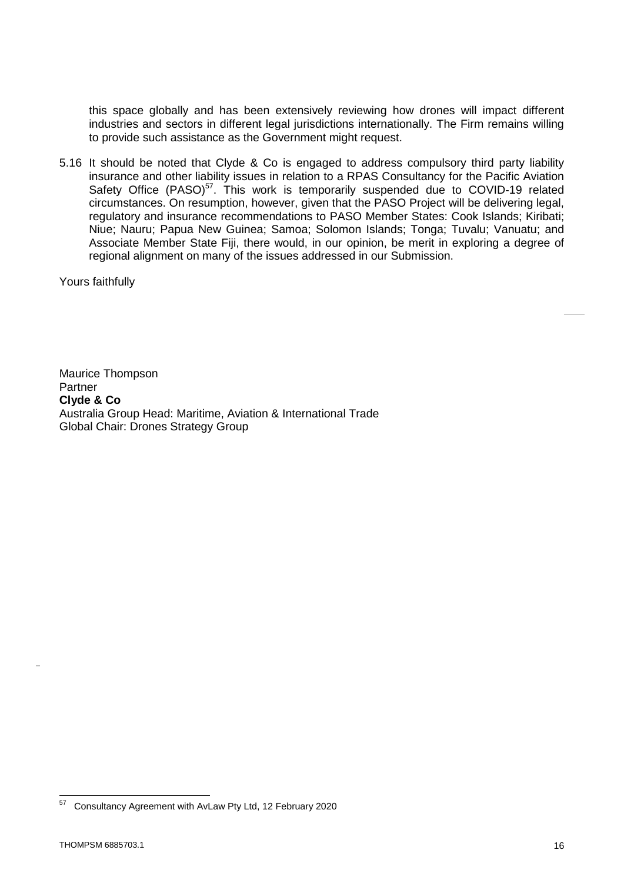this space globally and has been extensively reviewing how drones will impact different industries and sectors in different legal jurisdictions internationally. The Firm remains willing to provide such assistance as the Government might request.

5.16 It should be noted that Clyde & Co is engaged to address compulsory third party liability insurance and other liability issues in relation to a RPAS Consultancy for the Pacific Aviation Safety Office (PASO)[57]. This work is temporarily suspended due to COVID-19 related circumstances. On resumption, however, given that the PASO Project will be delivering legal, regulatory and insurance recommendations to PASO Member States: Cook Islands; Kiribati; Niue; Nauru; Papua New Guinea; Samoa; Solomon Islands; Tonga; Tuvalu; Vanuatu; and Associate Member State Fiji, there would, in our opinion, be merit in exploring a degree of regional alignment on many of the issues addressed in our Submission.

Yours faithfully

Maurice Thompson
Partner
**Clyde & Co**
Australia Group Head: Maritime, Aviation & International Trade
Global Chair: Drones Strategy Group

[57] Consultancy Agreement with AvLaw Pty Ltd, 12 February 2020

THOMPSM 6885703.1